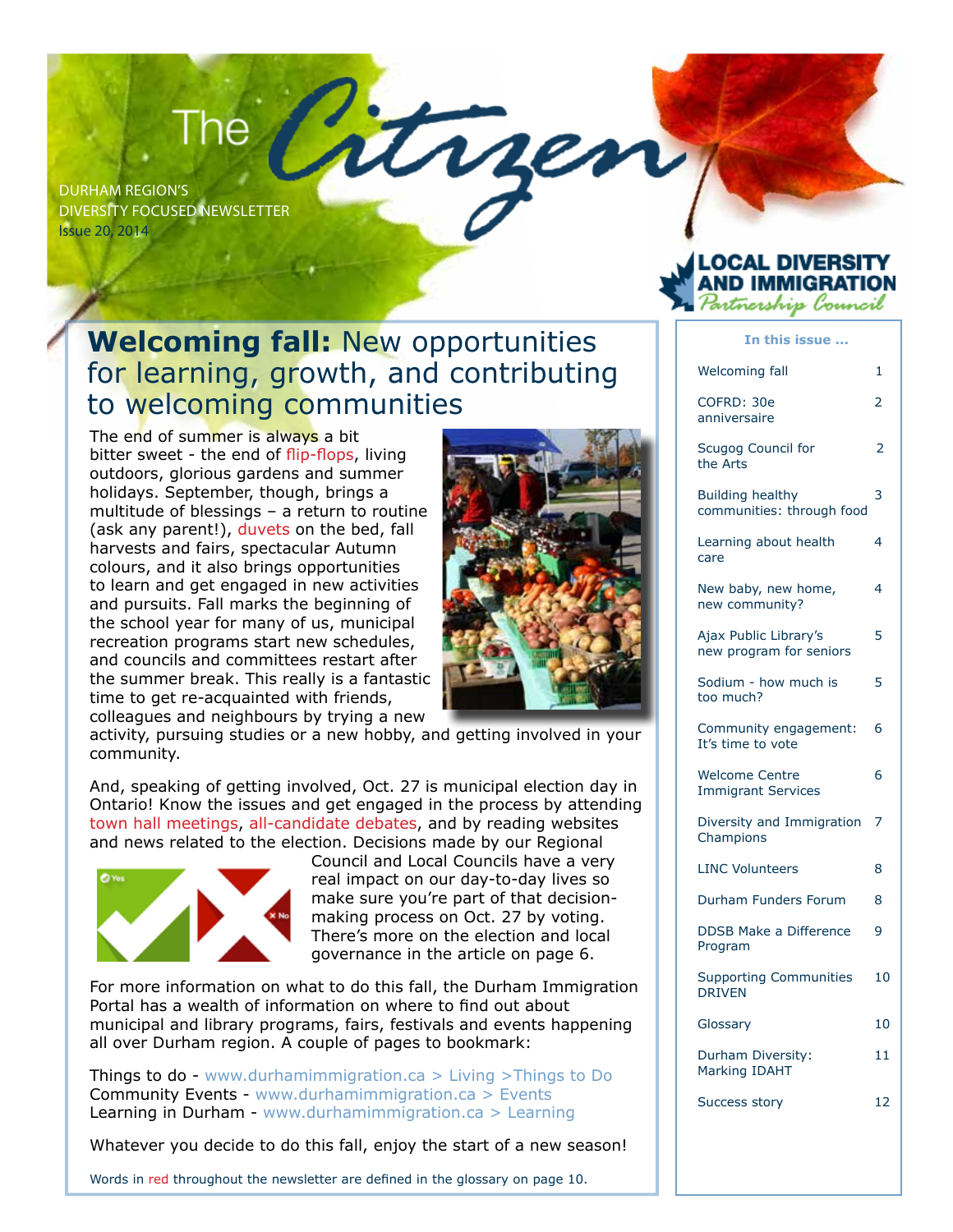# The Citizen

DURHAM REGION'S
DIVERSITY FOCUSED NEWSLETTER
Issue 20, 2014

LOCAL DIVERSITY AND IMMIGRATION *Partnership Council*

## Welcoming fall: New opportunities for learning, growth, and contributing to welcoming communities

The end of summer is always a bit bitter sweet - the end of flip-flops, living outdoors, glorious gardens and summer holidays. September, though, brings a multitude of blessings – a return to routine (ask any parent!), duvets on the bed, fall harvests and fairs, spectacular Autumn colours, and it also brings opportunities to learn and get engaged in new activities and pursuits. Fall marks the beginning of the school year for many of us, municipal recreation programs start new schedules, and councils and committees restart after the summer break. This really is a fantastic time to get re-acquainted with friends, colleagues and neighbours by trying a new activity, pursuing studies or a new hobby, and getting involved in your community.

And, speaking of getting involved, Oct. 27 is municipal election day in Ontario! Know the issues and get engaged in the process by attending town hall meetings, all-candidate debates, and by reading websites and news related to the election. Decisions made by our Regional Council and Local Councils have a very real impact on our day-to-day lives so make sure you're part of that decision-making process on Oct. 27 by voting. There's more on the election and local governance in the article on page 6.

For more information on what to do this fall, the Durham Immigration Portal has a wealth of information on where to find out about municipal and library programs, fairs, festivals and events happening all over Durham region. A couple of pages to bookmark:

Things to do - www.durhamimmigration.ca > Living >Things to Do
Community Events - www.durhamimmigration.ca > Events
Learning in Durham - www.durhamimmigration.ca > Learning

Whatever you decide to do this fall, enjoy the start of a new season!

Words in red throughout the newsletter are defined in the glossary on page 10.

### In this issue ...

| | |
|---|---|
| Welcoming fall | 1 |
| COFRD: 30e anniversaire | 2 |
| Scugog Council for the Arts | 2 |
| Building healthy communities: through food | 3 |
| Learning about health care | 4 |
| New baby, new home, new community? | 4 |
| Ajax Public Library's new program for seniors | 5 |
| Sodium - how much is too much? | 5 |
| Community engagement: It's time to vote | 6 |
| Welcome Centre Immigrant Services | 6 |
| Diversity and Immigration Champions | 7 |
| LINC Volunteers | 8 |
| Durham Funders Forum | 8 |
| DDSB Make a Difference Program | 9 |
| Supporting Communities DRIVEN | 10 |
| Glossary | 10 |
| Durham Diversity: Marking IDAHT | 11 |
| Success story | 12 |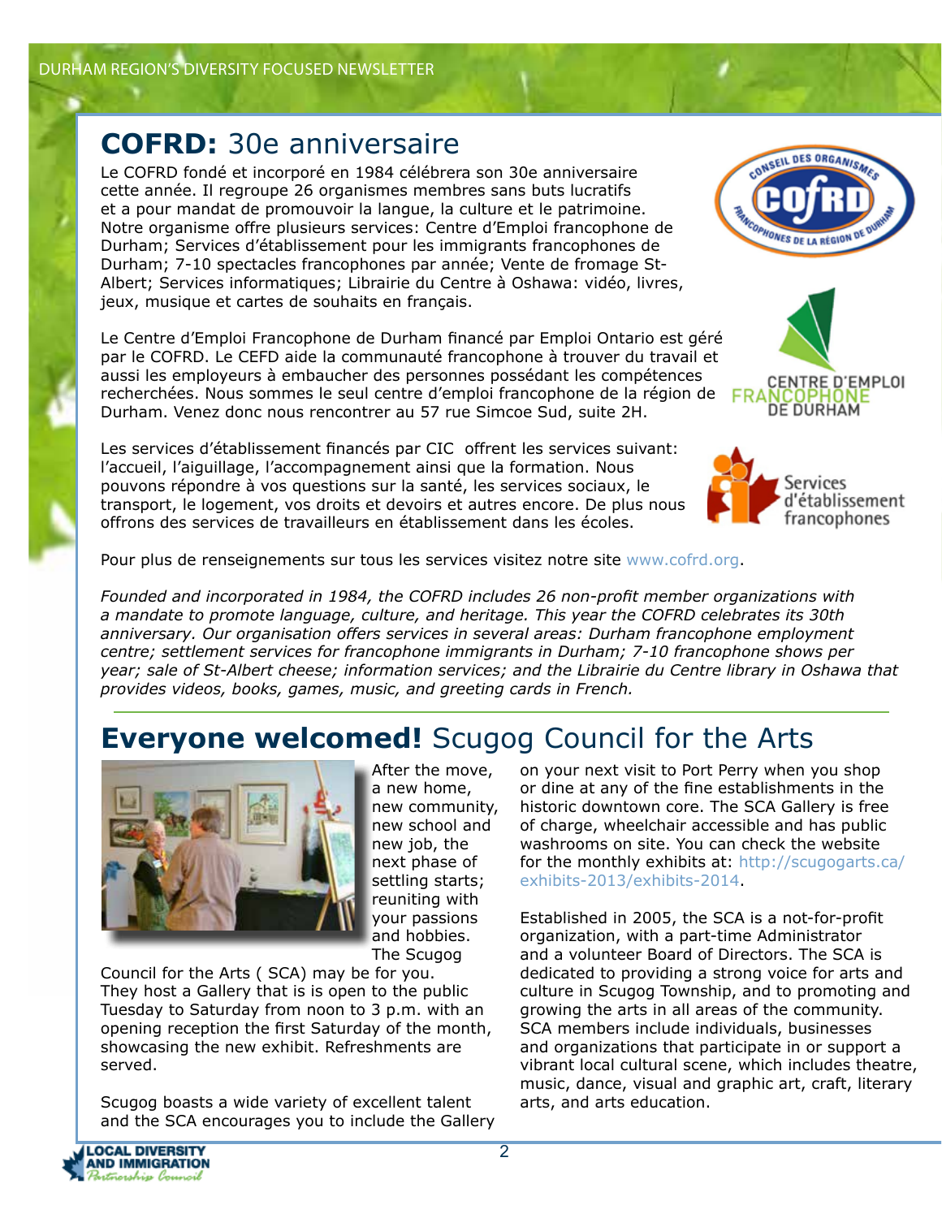## **COFRD:** 30e anniversaire

Le COFRD fondé et incorporé en 1984 célébrera son 30e anniversaire cette année. Il regroupe 26 organismes membres sans buts lucratifs et a pour mandat de promouvoir la langue, la culture et le patrimoine. Notre organisme offre plusieurs services: Centre d'Emploi francophone de Durham; Services d'établissement pour les immigrants francophones de Durham; 7-10 spectacles francophones par année; Vente de fromage St-Albert; Services informatiques; Librairie du Centre à Oshawa: vidéo, livres, jeux, musique et cartes de souhaits en français.

Le Centre d'Emploi Francophone de Durham financé par Emploi Ontario est géré par le COFRD. Le CEFD aide la communauté francophone à trouver du travail et aussi les employeurs à embaucher des personnes possédant les compétences recherchées. Nous sommes le seul centre d'emploi francophone de la région de Durham. Venez donc nous rencontrer au 57 rue Simcoe Sud, suite 2H.

Les services d'établissement financés par CIC offrent les services suivant: l'accueil, l'aiguillage, l'accompagnement ainsi que la formation. Nous pouvons répondre à vos questions sur la santé, les services sociaux, le transport, le logement, vos droits et devoirs et autres encore. De plus nous offrons des services de travailleurs en établissement dans les écoles.

Pour plus de renseignements sur tous les services visitez notre site www.cofrd.org.

*Founded and incorporated in 1984, the COFRD includes 26 non-profit member organizations with a mandate to promote language, culture, and heritage. This year the COFRD celebrates its 30th anniversary. Our organisation offers services in several areas: Durham francophone employment centre; settlement services for francophone immigrants in Durham; 7-10 francophone shows per year; sale of St-Albert cheese; information services; and the Librairie du Centre library in Oshawa that provides videos, books, games, music, and greeting cards in French.*

## **Everyone welcomed!** Scugog Council for the Arts

After the move, a new home, new community, new school and new job, the next phase of settling starts; reuniting with your passions and hobbies. The Scugog Council for the Arts ( SCA) may be for you. They host a Gallery that is is open to the public Tuesday to Saturday from noon to 3 p.m. with an opening reception the first Saturday of the month, showcasing the new exhibit. Refreshments are served.

Scugog boasts a wide variety of excellent talent and the SCA encourages you to include the Gallery on your next visit to Port Perry when you shop or dine at any of the fine establishments in the historic downtown core. The SCA Gallery is free of charge, wheelchair accessible and has public washrooms on site. You can check the website for the monthly exhibits at: http://scugogarts.ca/exhibits-2013/exhibits-2014.

Established in 2005, the SCA is a not-for-profit organization, with a part-time Administrator and a volunteer Board of Directors. The SCA is dedicated to providing a strong voice for arts and culture in Scugog Township, and to promoting and growing the arts in all areas of the community. SCA members include individuals, businesses and organizations that participate in or support a vibrant local cultural scene, which includes theatre, music, dance, visual and graphic art, craft, literary arts, and arts education.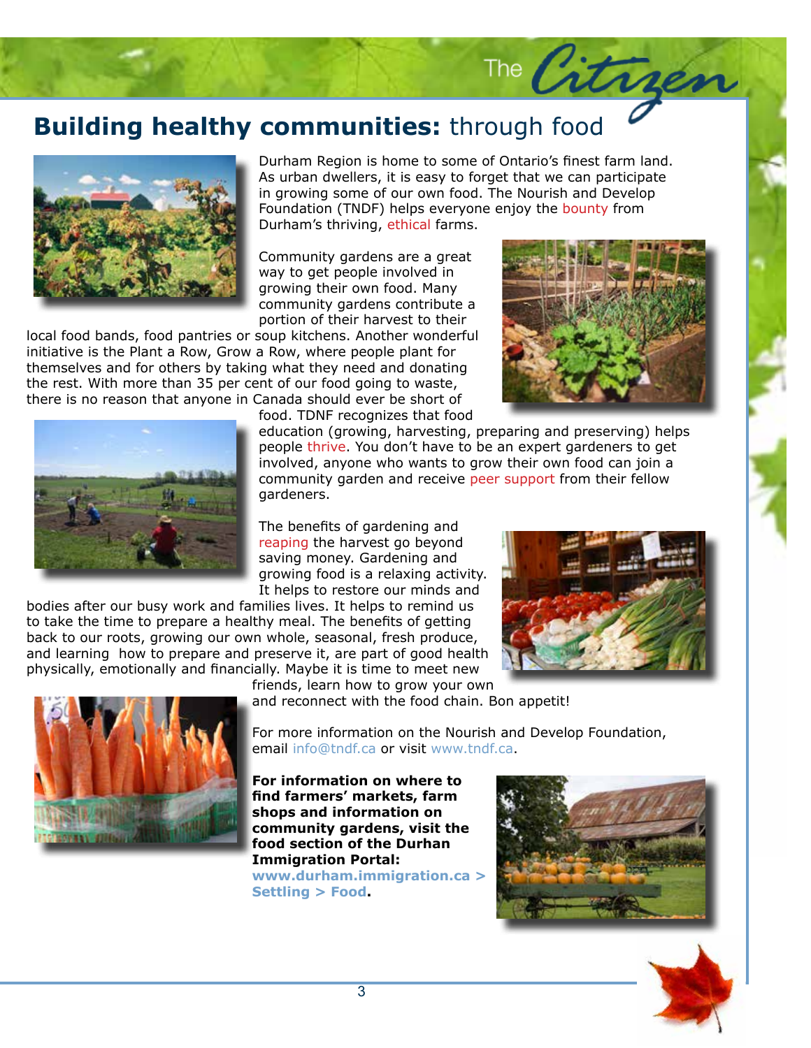# **Building healthy communities:** through food

Durham Region is home to some of Ontario's finest farm land. As urban dwellers, it is easy to forget that we can participate in growing some of our own food. The Nourish and Develop Foundation (TNDF) helps everyone enjoy the bounty from Durham's thriving, ethical farms.

Community gardens are a great way to get people involved in growing their own food. Many community gardens contribute a portion of their harvest to their local food bands, food pantries or soup kitchens. Another wonderful initiative is the Plant a Row, Grow a Row, where people plant for themselves and for others by taking what they need and donating the rest. With more than 35 per cent of our food going to waste, there is no reason that anyone in Canada should ever be short of food. TDNF recognizes that food education (growing, harvesting, preparing and preserving) helps people thrive. You don't have to be an expert gardeners to get involved, anyone who wants to grow their own food can join a community garden and receive peer support from their fellow gardeners.

The benefits of gardening and reaping the harvest go beyond saving money. Gardening and growing food is a relaxing activity. It helps to restore our minds and bodies after our busy work and families lives. It helps to remind us to take the time to prepare a healthy meal. The benefits of getting back to our roots, growing our own whole, seasonal, fresh produce, and learning how to prepare and preserve it, are part of good health physically, emotionally and financially. Maybe it is time to meet new friends, learn how to grow your own and reconnect with the food chain. Bon appetit!

For more information on the Nourish and Develop Foundation, email info@tndf.ca or visit www.tndf.ca.

**For information on where to find farmers' markets, farm shops and information on community gardens, visit the food section of the Durhan Immigration Portal: www.durham.immigration.ca > Settling > Food.**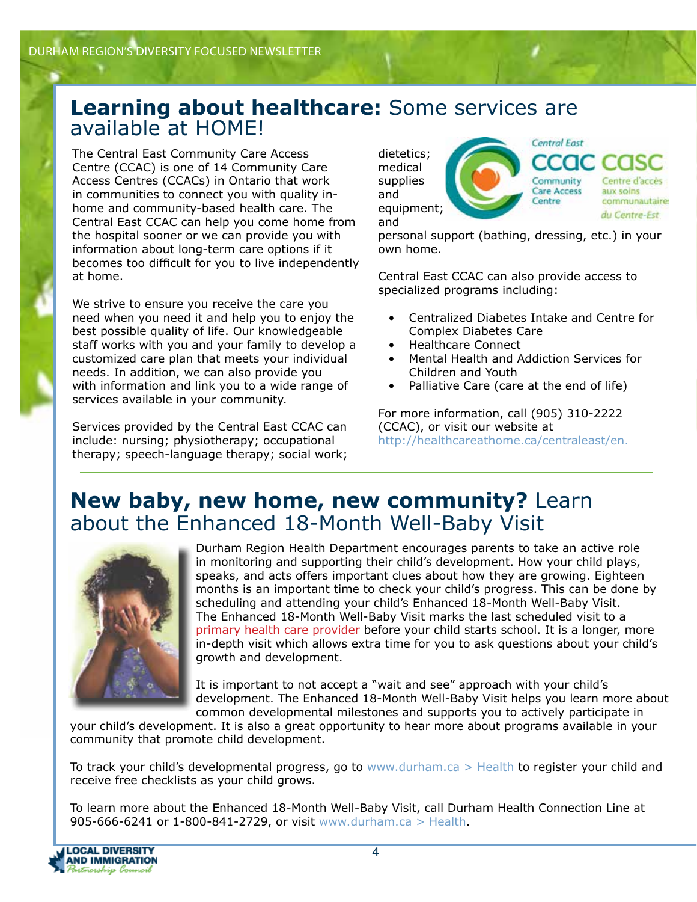## **Learning about healthcare:** Some services are available at HOME!

The Central East Community Care Access Centre (CCAC) is one of 14 Community Care Access Centres (CCACs) in Ontario that work in communities to connect you with quality in-home and community-based health care. The Central East CCAC can help you come home from the hospital sooner or we can provide you with information about long-term care options if it becomes too difficult for you to live independently at home.

We strive to ensure you receive the care you need when you need it and help you to enjoy the best possible quality of life. Our knowledgeable staff works with you and your family to develop a customized care plan that meets your individual needs. In addition, we can also provide you with information and link you to a wide range of services available in your community.

Services provided by the Central East CCAC can include: nursing; physiotherapy; occupational therapy; speech-language therapy; social work; dietetics; medical supplies and equipment; and personal support (bathing, dressing, etc.) in your own home.

Central East CCAC can also provide access to specialized programs including:

- Centralized Diabetes Intake and Centre for Complex Diabetes Care
- Healthcare Connect
- Mental Health and Addiction Services for Children and Youth
- Palliative Care (care at the end of life)

For more information, call (905) 310-2222 (CCAC), or visit our website at http://healthcareathome.ca/centraleast/en.

## **New baby, new home, new community?** Learn about the Enhanced 18-Month Well-Baby Visit

Durham Region Health Department encourages parents to take an active role in monitoring and supporting their child's development. How your child plays, speaks, and acts offers important clues about how they are growing. Eighteen months is an important time to check your child's progress. This can be done by scheduling and attending your child's Enhanced 18-Month Well-Baby Visit. The Enhanced 18-Month Well-Baby Visit marks the last scheduled visit to a primary health care provider before your child starts school. It is a longer, more in-depth visit which allows extra time for you to ask questions about your child's growth and development.

It is important to not accept a "wait and see" approach with your child's development. The Enhanced 18-Month Well-Baby Visit helps you learn more about common developmental milestones and supports you to actively participate in your child's development. It is also a great opportunity to hear more about programs available in your community that promote child development.

To track your child's developmental progress, go to www.durham.ca > Health to register your child and receive free checklists as your child grows.

To learn more about the Enhanced 18-Month Well-Baby Visit, call Durham Health Connection Line at 905-666-6241 or 1-800-841-2729, or visit www.durham.ca > Health.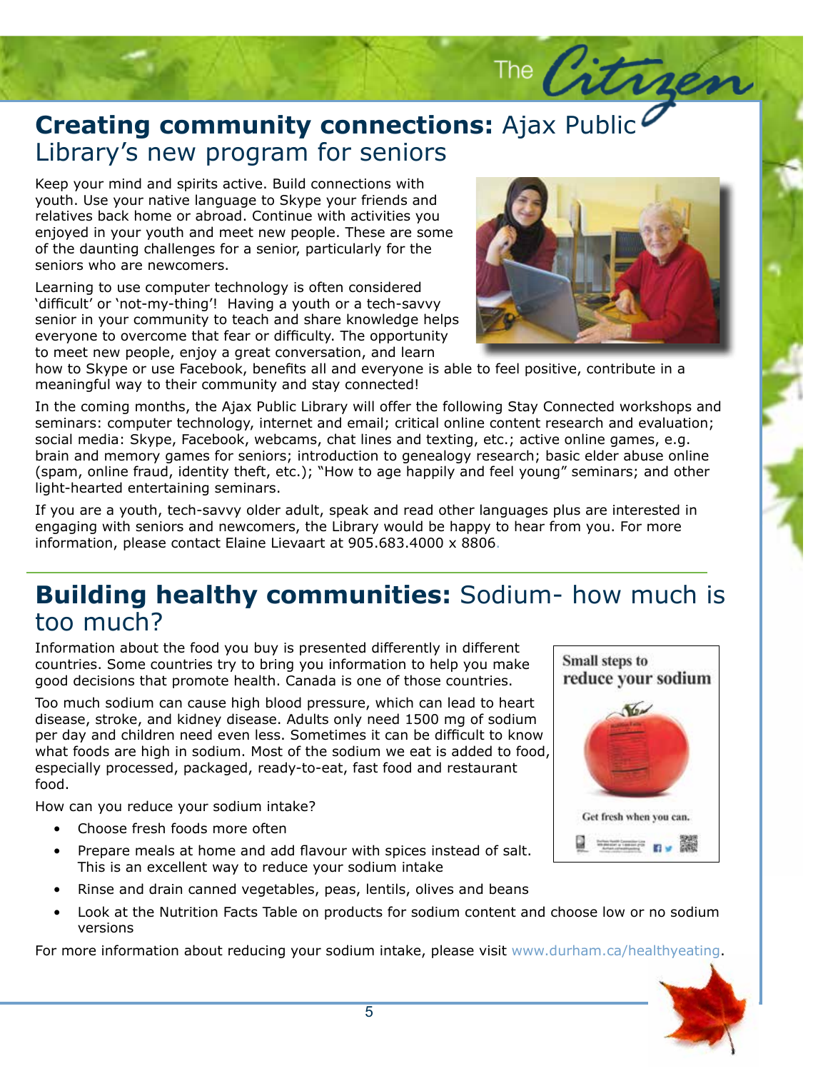## **Creating community connections:** Ajax Public Library's new program for seniors

Keep your mind and spirits active. Build connections with youth. Use your native language to Skype your friends and relatives back home or abroad. Continue with activities you enjoyed in your youth and meet new people. These are some of the daunting challenges for a senior, particularly for the seniors who are newcomers.

Learning to use computer technology is often considered 'difficult' or 'not-my-thing'! Having a youth or a tech-savvy senior in your community to teach and share knowledge helps everyone to overcome that fear or difficulty. The opportunity to meet new people, enjoy a great conversation, and learn how to Skype or use Facebook, benefits all and everyone is able to feel positive, contribute in a meaningful way to their community and stay connected!

In the coming months, the Ajax Public Library will offer the following Stay Connected workshops and seminars: computer technology, internet and email; critical online content research and evaluation; social media: Skype, Facebook, webcams, chat lines and texting, etc.; active online games, e.g. brain and memory games for seniors; introduction to genealogy research; basic elder abuse online (spam, online fraud, identity theft, etc.); "How to age happily and feel young" seminars; and other light-hearted entertaining seminars.

If you are a youth, tech-savvy older adult, speak and read other languages plus are interested in engaging with seniors and newcomers, the Library would be happy to hear from you. For more information, please contact Elaine Lievaart at 905.683.4000 x 8806.

## **Building healthy communities:** Sodium- how much is too much?

Information about the food you buy is presented differently in different countries. Some countries try to bring you information to help you make good decisions that promote health. Canada is one of those countries.

Too much sodium can cause high blood pressure, which can lead to heart disease, stroke, and kidney disease. Adults only need 1500 mg of sodium per day and children need even less. Sometimes it can be difficult to know what foods are high in sodium. Most of the sodium we eat is added to food, especially processed, packaged, ready-to-eat, fast food and restaurant food.

How can you reduce your sodium intake?

- Choose fresh foods more often
- Prepare meals at home and add flavour with spices instead of salt. This is an excellent way to reduce your sodium intake
- Rinse and drain canned vegetables, peas, lentils, olives and beans
- Look at the Nutrition Facts Table on products for sodium content and choose low or no sodium versions

For more information about reducing your sodium intake, please visit www.durham.ca/healthyeating.

Small steps to reduce your sodium

Get fresh when you can.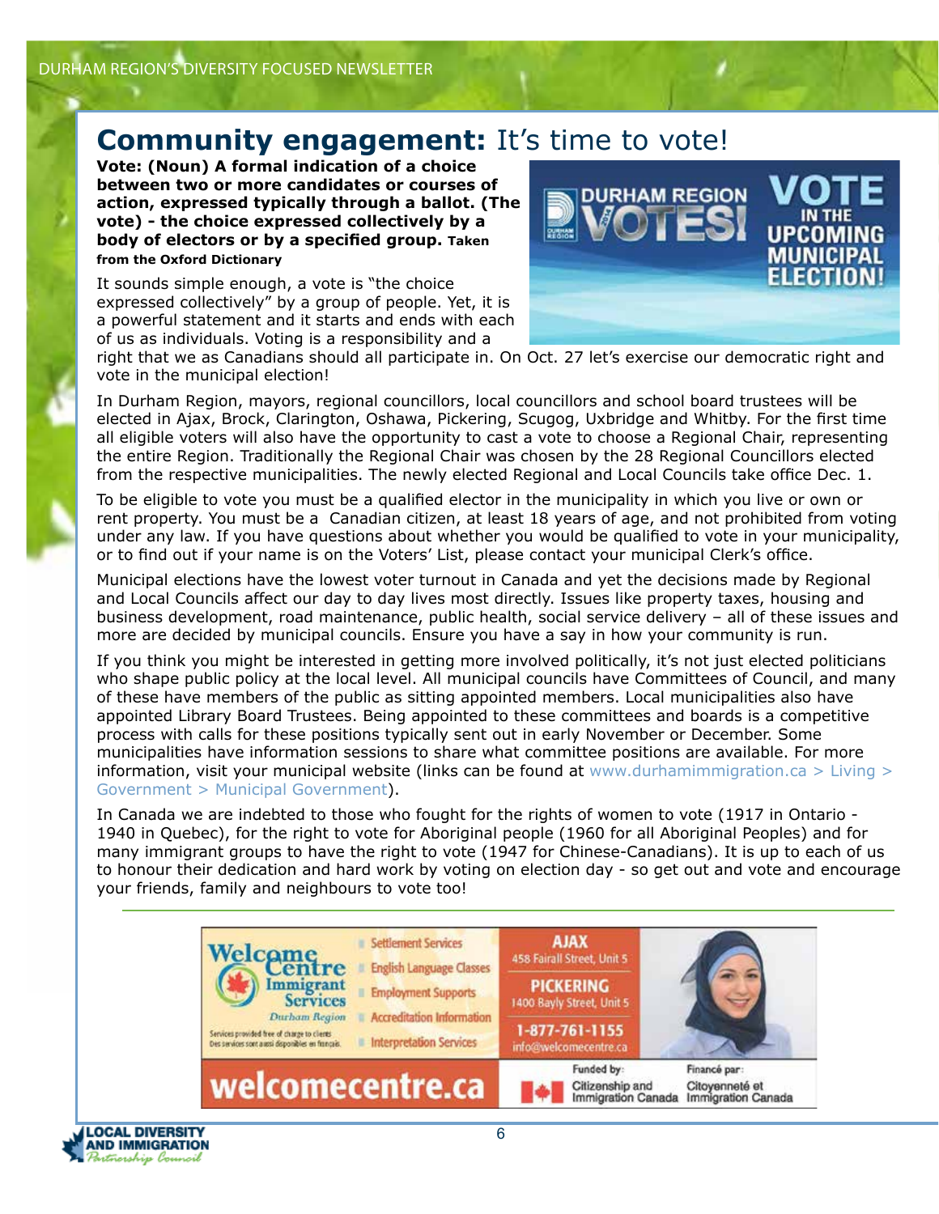# Community engagement: It's time to vote!

**Vote: (Noun) A formal indication of a choice between two or more candidates or courses of action, expressed typically through a ballot. (The vote) - the choice expressed collectively by a body of electors or by a specified group.** **Taken from the Oxford Dictionary**

It sounds simple enough, a vote is "the choice expressed collectively" by a group of people. Yet, it is a powerful statement and it starts and ends with each of us as individuals. Voting is a responsibility and a right that we as Canadians should all participate in. On Oct. 27 let's exercise our democratic right and vote in the municipal election!

In Durham Region, mayors, regional councillors, local councillors and school board trustees will be elected in Ajax, Brock, Clarington, Oshawa, Pickering, Scugog, Uxbridge and Whitby. For the first time all eligible voters will also have the opportunity to cast a vote to choose a Regional Chair, representing the entire Region. Traditionally the Regional Chair was chosen by the 28 Regional Councillors elected from the respective municipalities. The newly elected Regional and Local Councils take office Dec. 1.

To be eligible to vote you must be a qualified elector in the municipality in which you live or own or rent property. You must be a Canadian citizen, at least 18 years of age, and not prohibited from voting under any law. If you have questions about whether you would be qualified to vote in your municipality, or to find out if your name is on the Voters' List, please contact your municipal Clerk's office.

Municipal elections have the lowest voter turnout in Canada and yet the decisions made by Regional and Local Councils affect our day to day lives most directly. Issues like property taxes, housing and business development, road maintenance, public health, social service delivery – all of these issues and more are decided by municipal councils. Ensure you have a say in how your community is run.

If you think you might be interested in getting more involved politically, it's not just elected politicians who shape public policy at the local level. All municipal councils have Committees of Council, and many of these have members of the public as sitting appointed members. Local municipalities also have appointed Library Board Trustees. Being appointed to these committees and boards is a competitive process with calls for these positions typically sent out in early November or December. Some municipalities have information sessions to share what committee positions are available. For more information, visit your municipal website (links can be found at www.durhamimmigration.ca > Living > Government > Municipal Government).

In Canada we are indebted to those who fought for the rights of women to vote (1917 in Ontario - 1940 in Quebec), for the right to vote for Aboriginal people (1960 for all Aboriginal Peoples) and for many immigrant groups to have the right to vote (1947 for Chinese-Canadians). It is up to each of us to honour their dedication and hard work by voting on election day - so get out and vote and encourage your friends, family and neighbours to vote too!

---

**Welcome Centre Immigrant Services** – Durham Region

- Settlement Services
- English Language Classes
- Employment Supports
- Accreditation Information
- Interpretation Services

Services provided free of charge to clients
Des services sont aussi disponibles en français.

**AJAX** 458 Fairall Street, Unit 5

**PICKERING** 1400 Bayly Street, Unit 5

**1-877-761-1155** info@welcomecentre.ca

**welcomecentre.ca**

Funded by: Citizenship and Immigration Canada | Financé par: Citoyenneté et Immigration Canada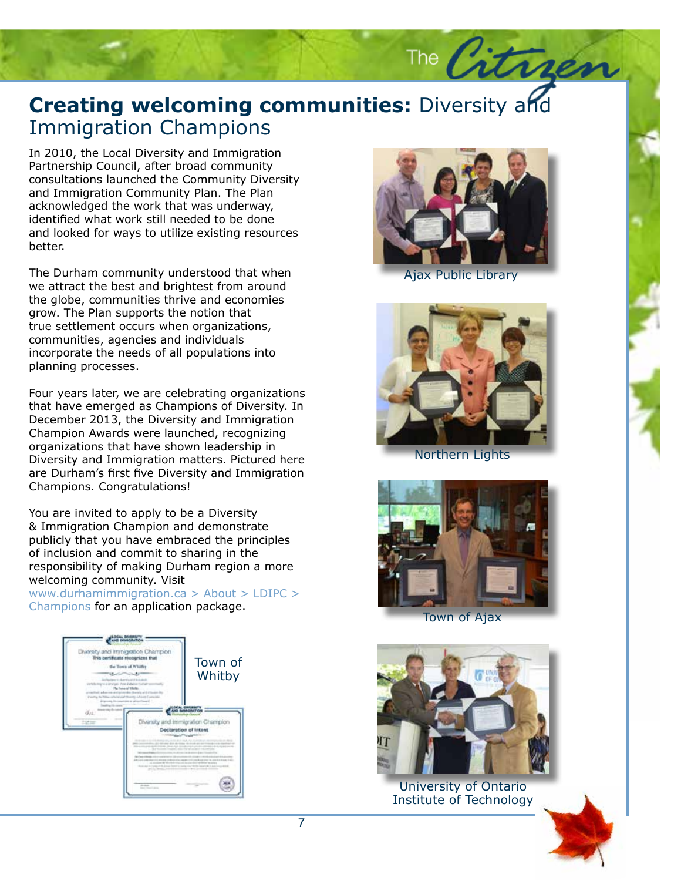# **Creating welcoming communities:** Diversity and Immigration Champions

In 2010, the Local Diversity and Immigration Partnership Council, after broad community consultations launched the Community Diversity and Immigration Community Plan. The Plan acknowledged the work that was underway, identified what work still needed to be done and looked for ways to utilize existing resources better.

The Durham community understood that when we attract the best and brightest from around the globe, communities thrive and economies grow. The Plan supports the notion that true settlement occurs when organizations, communities, agencies and individuals incorporate the needs of all populations into planning processes.

Four years later, we are celebrating organizations that have emerged as Champions of Diversity. In December 2013, the Diversity and Immigration Champion Awards were launched, recognizing organizations that have shown leadership in Diversity and Immigration matters. Pictured here are Durham's first five Diversity and Immigration Champions. Congratulations!

You are invited to apply to be a Diversity & Immigration Champion and demonstrate publicly that you have embraced the principles of inclusion and commit to sharing in the responsibility of making Durham region a more welcoming community. Visit www.durhamimmigration.ca > About > LDIPC > Champions for an application package.

Town of Whitby

Ajax Public Library

Northern Lights

Town of Ajax

University of Ontario Institute of Technology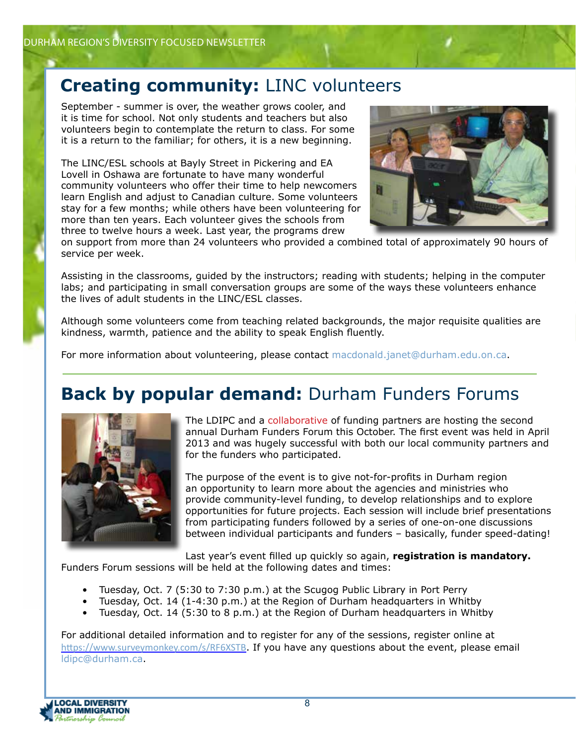## **Creating community:** LINC volunteers

September - summer is over, the weather grows cooler, and it is time for school. Not only students and teachers but also volunteers begin to contemplate the return to class. For some it is a return to the familiar; for others, it is a new beginning.

The LINC/ESL schools at Bayly Street in Pickering and EA Lovell in Oshawa are fortunate to have many wonderful community volunteers who offer their time to help newcomers learn English and adjust to Canadian culture. Some volunteers stay for a few months; while others have been volunteering for more than ten years. Each volunteer gives the schools from three to twelve hours a week. Last year, the programs drew on support from more than 24 volunteers who provided a combined total of approximately 90 hours of service per week.

Assisting in the classrooms, guided by the instructors; reading with students; helping in the computer labs; and participating in small conversation groups are some of the ways these volunteers enhance the lives of adult students in the LINC/ESL classes.

Although some volunteers come from teaching related backgrounds, the major requisite qualities are kindness, warmth, patience and the ability to speak English fluently.

For more information about volunteering, please contact macdonald.janet@durham.edu.on.ca.

## **Back by popular demand:** Durham Funders Forums

The LDIPC and a collaborative of funding partners are hosting the second annual Durham Funders Forum this October. The first event was held in April 2013 and was hugely successful with both our local community partners and for the funders who participated.

The purpose of the event is to give not-for-profits in Durham region an opportunity to learn more about the agencies and ministries who provide community-level funding, to develop relationships and to explore opportunities for future projects. Each session will include brief presentations from participating funders followed by a series of one-on-one discussions between individual participants and funders – basically, funder speed-dating!

Last year's event filled up quickly so again, **registration is mandatory.** Funders Forum sessions will be held at the following dates and times:

- Tuesday, Oct. 7 (5:30 to 7:30 p.m.) at the Scugog Public Library in Port Perry
- Tuesday, Oct. 14 (1-4:30 p.m.) at the Region of Durham headquarters in Whitby
- Tuesday, Oct. 14 (5:30 to 8 p.m.) at the Region of Durham headquarters in Whitby

For additional detailed information and to register for any of the sessions, register online at https://www.surveymonkey.com/s/RF6XSTB. If you have any questions about the event, please email ldipc@durham.ca.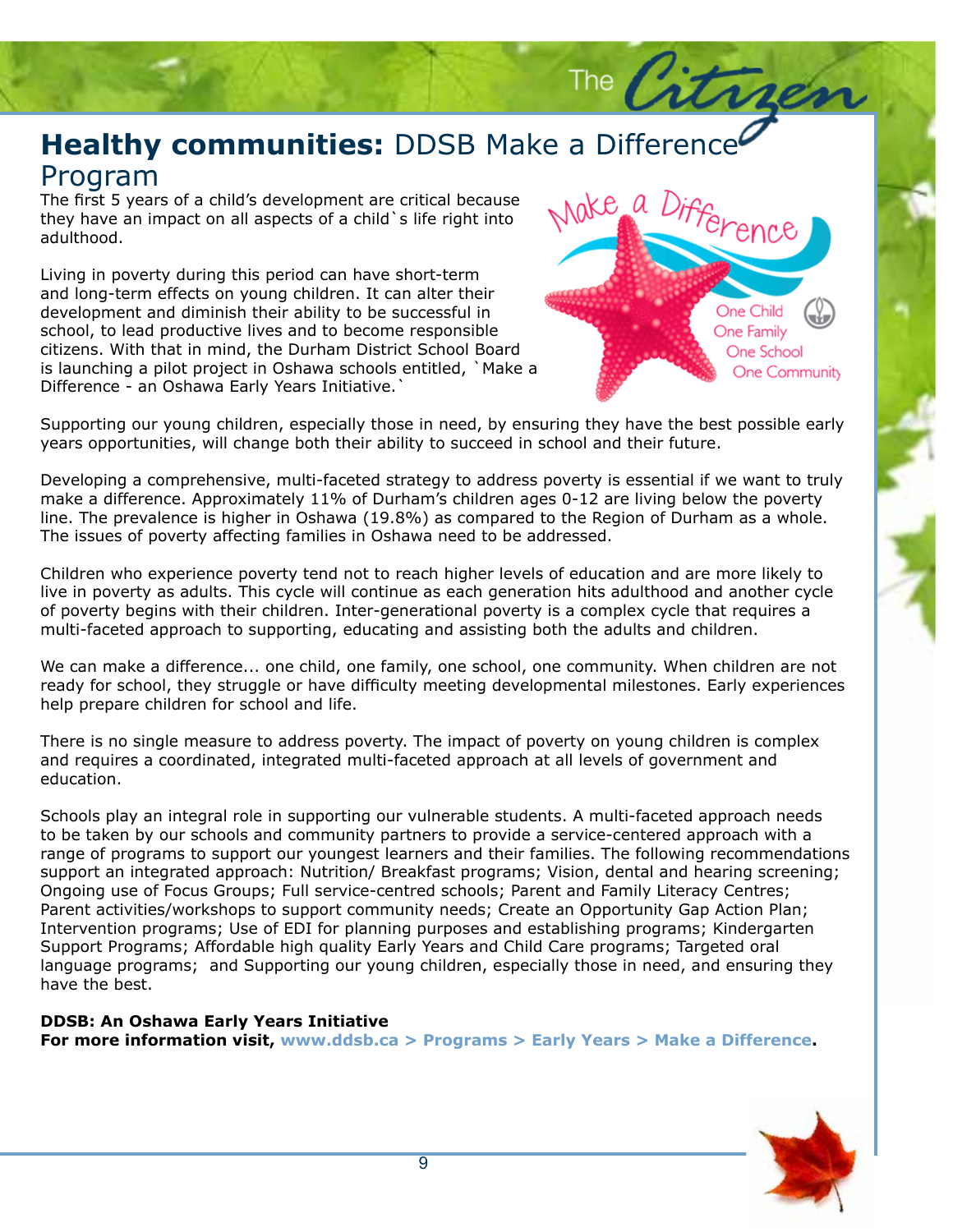# **Healthy communities:** DDSB Make a Difference Program

The first 5 years of a child's development are critical because they have an impact on all aspects of a child`s life right into adulthood.

Living in poverty during this period can have short-term and long-term effects on young children. It can alter their development and diminish their ability to be successful in school, to lead productive lives and to become responsible citizens. With that in mind, the Durham District School Board is launching a pilot project in Oshawa schools entitled, `Make a Difference - an Oshawa Early Years Initiative.`

Supporting our young children, especially those in need, by ensuring they have the best possible early years opportunities, will change both their ability to succeed in school and their future.

Developing a comprehensive, multi-faceted strategy to address poverty is essential if we want to truly make a difference. Approximately 11% of Durham's children ages 0-12 are living below the poverty line. The prevalence is higher in Oshawa (19.8%) as compared to the Region of Durham as a whole. The issues of poverty affecting families in Oshawa need to be addressed.

Children who experience poverty tend not to reach higher levels of education and are more likely to live in poverty as adults. This cycle will continue as each generation hits adulthood and another cycle of poverty begins with their children. Inter-generational poverty is a complex cycle that requires a multi-faceted approach to supporting, educating and assisting both the adults and children.

We can make a difference... one child, one family, one school, one community. When children are not ready for school, they struggle or have difficulty meeting developmental milestones. Early experiences help prepare children for school and life.

There is no single measure to address poverty. The impact of poverty on young children is complex and requires a coordinated, integrated multi-faceted approach at all levels of government and education.

Schools play an integral role in supporting our vulnerable students. A multi-faceted approach needs to be taken by our schools and community partners to provide a service-centered approach with a range of programs to support our youngest learners and their families. The following recommendations support an integrated approach: Nutrition/ Breakfast programs; Vision, dental and hearing screening; Ongoing use of Focus Groups; Full service-centred schools; Parent and Family Literacy Centres; Parent activities/workshops to support community needs; Create an Opportunity Gap Action Plan; Intervention programs; Use of EDI for planning purposes and establishing programs; Kindergarten Support Programs; Affordable high quality Early Years and Child Care programs; Targeted oral language programs; and Supporting our young children, especially those in need, and ensuring they have the best.

**DDSB: An Oshawa Early Years Initiative**
**For more information visit, www.ddsb.ca > Programs > Early Years > Make a Difference.**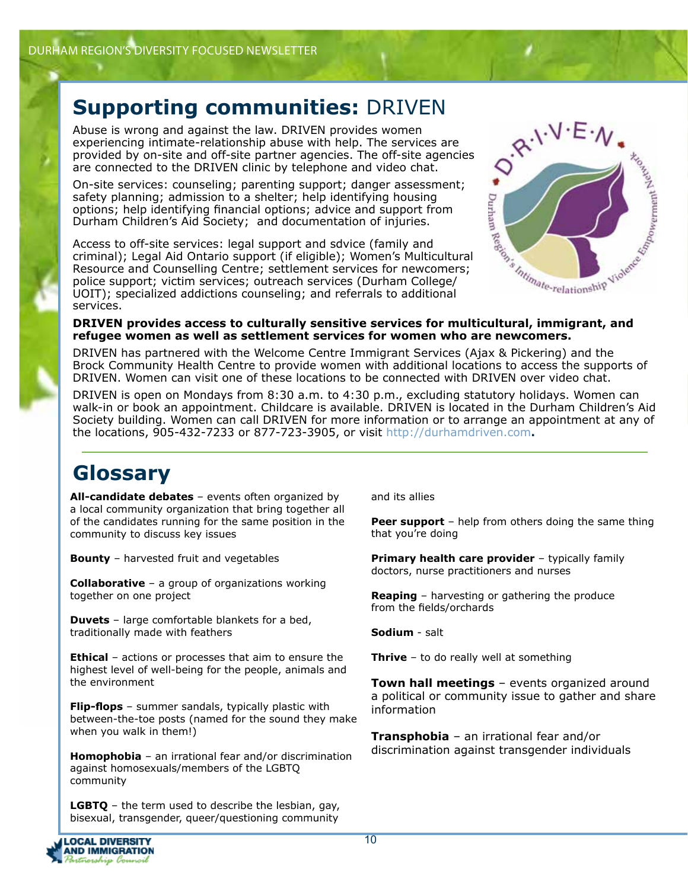## **Supporting communities:** DRIVEN

Abuse is wrong and against the law. DRIVEN provides women experiencing intimate-relationship abuse with help. The services are provided by on-site and off-site partner agencies. The off-site agencies are connected to the DRIVEN clinic by telephone and video chat.

On-site services: counseling; parenting support; danger assessment; safety planning; admission to a shelter; help identifying housing options; help identifying financial options; advice and support from Durham Children's Aid Society; and documentation of injuries.

Access to off-site services: legal support and sdvice (family and criminal); Legal Aid Ontario support (if eligible); Women's Multicultural Resource and Counselling Centre; settlement services for newcomers; police support; victim services; outreach services (Durham College/ UOIT); specialized addictions counseling; and referrals to additional services.

**DRIVEN provides access to culturally sensitive services for multicultural, immigrant, and refugee women as well as settlement services for women who are newcomers.**

DRIVEN has partnered with the Welcome Centre Immigrant Services (Ajax & Pickering) and the Brock Community Health Centre to provide women with additional locations to access the supports of DRIVEN. Women can visit one of these locations to be connected with DRIVEN over video chat.

DRIVEN is open on Mondays from 8:30 a.m. to 4:30 p.m., excluding statutory holidays. Women can walk-in or book an appointment. Childcare is available. DRIVEN is located in the Durham Children's Aid Society building. Women can call DRIVEN for more information or to arrange an appointment at any of the locations, 905-432-7233 or 877-723-3905, or visit http://durhamdriven.com**.**

## Glossary

**All-candidate debates** – events often organized by a local community organization that bring together all of the candidates running for the same position in the community to discuss key issues

**Bounty** – harvested fruit and vegetables

**Collaborative** – a group of organizations working together on one project

**Duvets** – large comfortable blankets for a bed, traditionally made with feathers

**Ethical** – actions or processes that aim to ensure the highest level of well-being for the people, animals and the environment

**Flip-flops** – summer sandals, typically plastic with between-the-toe posts (named for the sound they make when you walk in them!)

**Homophobia** – an irrational fear and/or discrimination against homosexuals/members of the LGBTQ community

**LGBTQ** – the term used to describe the lesbian, gay, bisexual, transgender, queer/questioning community and its allies

**Peer support** – help from others doing the same thing that you're doing

**Primary health care provider** – typically family doctors, nurse practitioners and nurses

**Reaping** – harvesting or gathering the produce from the fields/orchards

**Sodium** - salt

**Thrive** – to do really well at something

**Town hall meetings** – events organized around a political or community issue to gather and share information

**Transphobia** – an irrational fear and/or discrimination against transgender individuals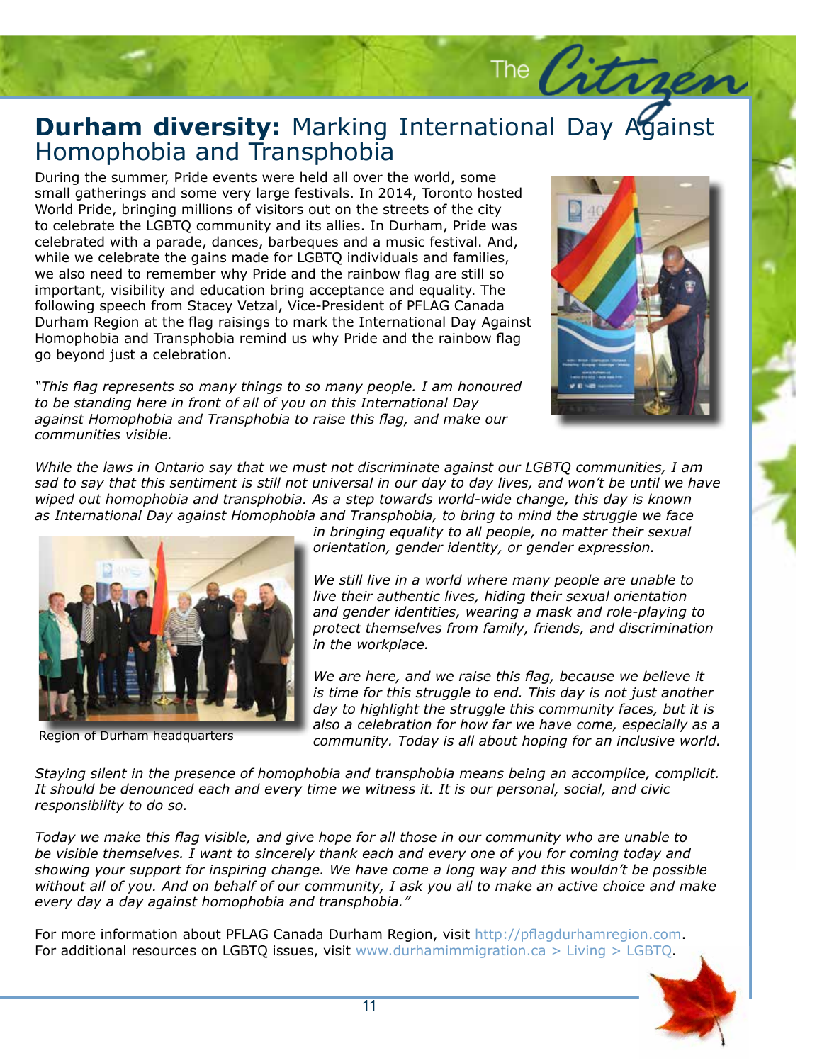# **Durham diversity:** Marking International Day Against Homophobia and Transphobia

During the summer, Pride events were held all over the world, some small gatherings and some very large festivals. In 2014, Toronto hosted World Pride, bringing millions of visitors out on the streets of the city to celebrate the LGBTQ community and its allies. In Durham, Pride was celebrated with a parade, dances, barbeques and a music festival. And, while we celebrate the gains made for LGBTQ individuals and families, we also need to remember why Pride and the rainbow flag are still so important, visibility and education bring acceptance and equality. The following speech from Stacey Vetzal, Vice-President of PFLAG Canada Durham Region at the flag raisings to mark the International Day Against Homophobia and Transphobia remind us why Pride and the rainbow flag go beyond just a celebration.

*"This flag represents so many things to so many people. I am honoured to be standing here in front of all of you on this International Day against Homophobia and Transphobia to raise this flag, and make our communities visible.*

*While the laws in Ontario say that we must not discriminate against our LGBTQ communities, I am sad to say that this sentiment is still not universal in our day to day lives, and won't be until we have wiped out homophobia and transphobia. As a step towards world-wide change, this day is known as International Day against Homophobia and Transphobia, to bring to mind the struggle we face in bringing equality to all people, no matter their sexual orientation, gender identity, or gender expression.*

Region of Durham headquarters

*We still live in a world where many people are unable to live their authentic lives, hiding their sexual orientation and gender identities, wearing a mask and role-playing to protect themselves from family, friends, and discrimination in the workplace.*

*We are here, and we raise this flag, because we believe it is time for this struggle to end. This day is not just another day to highlight the struggle this community faces, but it is also a celebration for how far we have come, especially as a community. Today is all about hoping for an inclusive world.*

*Staying silent in the presence of homophobia and transphobia means being an accomplice, complicit. It should be denounced each and every time we witness it. It is our personal, social, and civic responsibility to do so.*

*Today we make this flag visible, and give hope for all those in our community who are unable to be visible themselves. I want to sincerely thank each and every one of you for coming today and showing your support for inspiring change. We have come a long way and this wouldn't be possible without all of you. And on behalf of our community, I ask you all to make an active choice and make every day a day against homophobia and transphobia."*

For more information about PFLAG Canada Durham Region, visit http://pflagdurhamregion.com. For additional resources on LGBTQ issues, visit www.durhamimmigration.ca > Living > LGBTQ.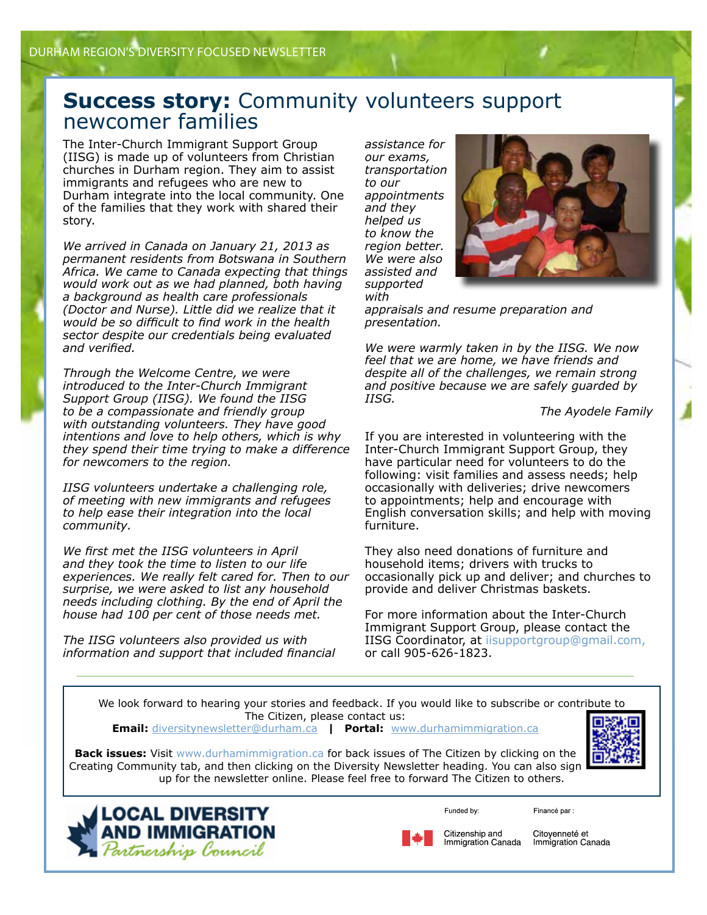# **Success story:** Community volunteers support newcomer families

The Inter-Church Immigrant Support Group (IISG) is made up of volunteers from Christian churches in Durham region. They aim to assist immigrants and refugees who are new to Durham integrate into the local community. One of the families that they work with shared their story.

*We arrived in Canada on January 21, 2013 as permanent residents from Botswana in Southern Africa. We came to Canada expecting that things would work out as we had planned, both having a background as health care professionals (Doctor and Nurse). Little did we realize that it would be so difficult to find work in the health sector despite our credentials being evaluated and verified.*

*Through the Welcome Centre, we were introduced to the Inter-Church Immigrant Support Group (IISG). We found the IISG to be a compassionate and friendly group with outstanding volunteers. They have good intentions and love to help others, which is why they spend their time trying to make a difference for newcomers to the region.*

*IISG volunteers undertake a challenging role, of meeting with new immigrants and refugees to help ease their integration into the local community.*

*We first met the IISG volunteers in April and they took the time to listen to our life experiences. We really felt cared for. Then to our surprise, we were asked to list any household needs including clothing. By the end of April the house had 100 per cent of those needs met.*

*The IISG volunteers also provided us with information and support that included financial assistance for our exams, transportation to our appointments and they helped us to know the region better. We were also assisted and supported with appraisals and resume preparation and presentation.*

*We were warmly taken in by the IISG. We now feel that we are home, we have friends and despite all of the challenges, we remain strong and positive because we are safely guarded by IISG.*

*The Ayodele Family*

If you are interested in volunteering with the Inter-Church Immigrant Support Group, they have particular need for volunteers to do the following: visit families and assess needs; help occasionally with deliveries; drive newcomers to appointments; help and encourage with English conversation skills; and help with moving furniture.

They also need donations of furniture and household items; drivers with trucks to occasionally pick up and deliver; and churches to provide and deliver Christmas baskets.

For more information about the Inter-Church Immigrant Support Group, please contact the IISG Coordinator, at iisupportgroup@gmail.com, or call 905-626-1823.

---

We look forward to hearing your stories and feedback. If you would like to subscribe or contribute to The Citizen, please contact us:

**Email:** diversitynewsletter@durham.ca | **Portal:** www.durhamimmigration.ca

**Back issues:** Visit www.durhamimmigration.ca for back issues of The Citizen by clicking on the Creating Community tab, and then clicking on the Diversity Newsletter heading. You can also sign up for the newsletter online. Please feel free to forward The Citizen to others.

LOCAL DIVERSITY AND IMMIGRATION Partnership Council

Funded by: Citizenship and Immigration Canada

Financé par : Citoyenneté et Immigration Canada